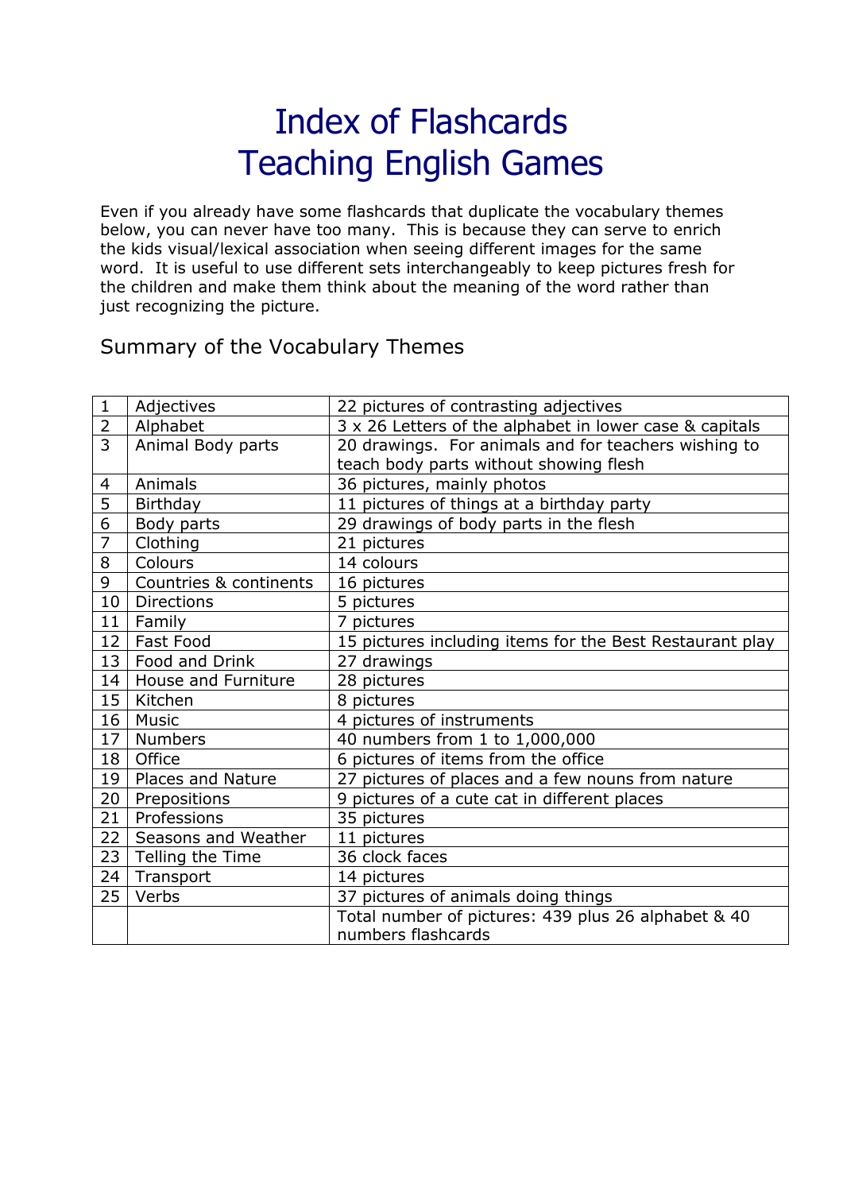# Index of Flashcards
# Teaching English Games

Even if you already have some flashcards that duplicate the vocabulary themes below, you can never have too many. This is because they can serve to enrich the kids visual/lexical association when seeing different images for the same word. It is useful to use different sets interchangeably to keep pictures fresh for the children and make them think about the meaning of the word rather than just recognizing the picture.

## Summary of the Vocabulary Themes

| | | |
|---|---|---|
| 1 | Adjectives | 22 pictures of contrasting adjectives |
| 2 | Alphabet | 3 x 26 Letters of the alphabet in lower case & capitals |
| 3 | Animal Body parts | 20 drawings. For animals and for teachers wishing to teach body parts without showing flesh |
| 4 | Animals | 36 pictures, mainly photos |
| 5 | Birthday | 11 pictures of things at a birthday party |
| 6 | Body parts | 29 drawings of body parts in the flesh |
| 7 | Clothing | 21 pictures |
| 8 | Colours | 14 colours |
| 9 | Countries & continents | 16 pictures |
| 10 | Directions | 5 pictures |
| 11 | Family | 7 pictures |
| 12 | Fast Food | 15 pictures including items for the Best Restaurant play |
| 13 | Food and Drink | 27 drawings |
| 14 | House and Furniture | 28 pictures |
| 15 | Kitchen | 8 pictures |
| 16 | Music | 4 pictures of instruments |
| 17 | Numbers | 40 numbers from 1 to 1,000,000 |
| 18 | Office | 6 pictures of items from the office |
| 19 | Places and Nature | 27 pictures of places and a few nouns from nature |
| 20 | Prepositions | 9 pictures of a cute cat in different places |
| 21 | Professions | 35 pictures |
| 22 | Seasons and Weather | 11 pictures |
| 23 | Telling the Time | 36 clock faces |
| 24 | Transport | 14 pictures |
| 25 | Verbs | 37 pictures of animals doing things |
| | | Total number of pictures: 439 plus 26 alphabet & 40 numbers flashcards |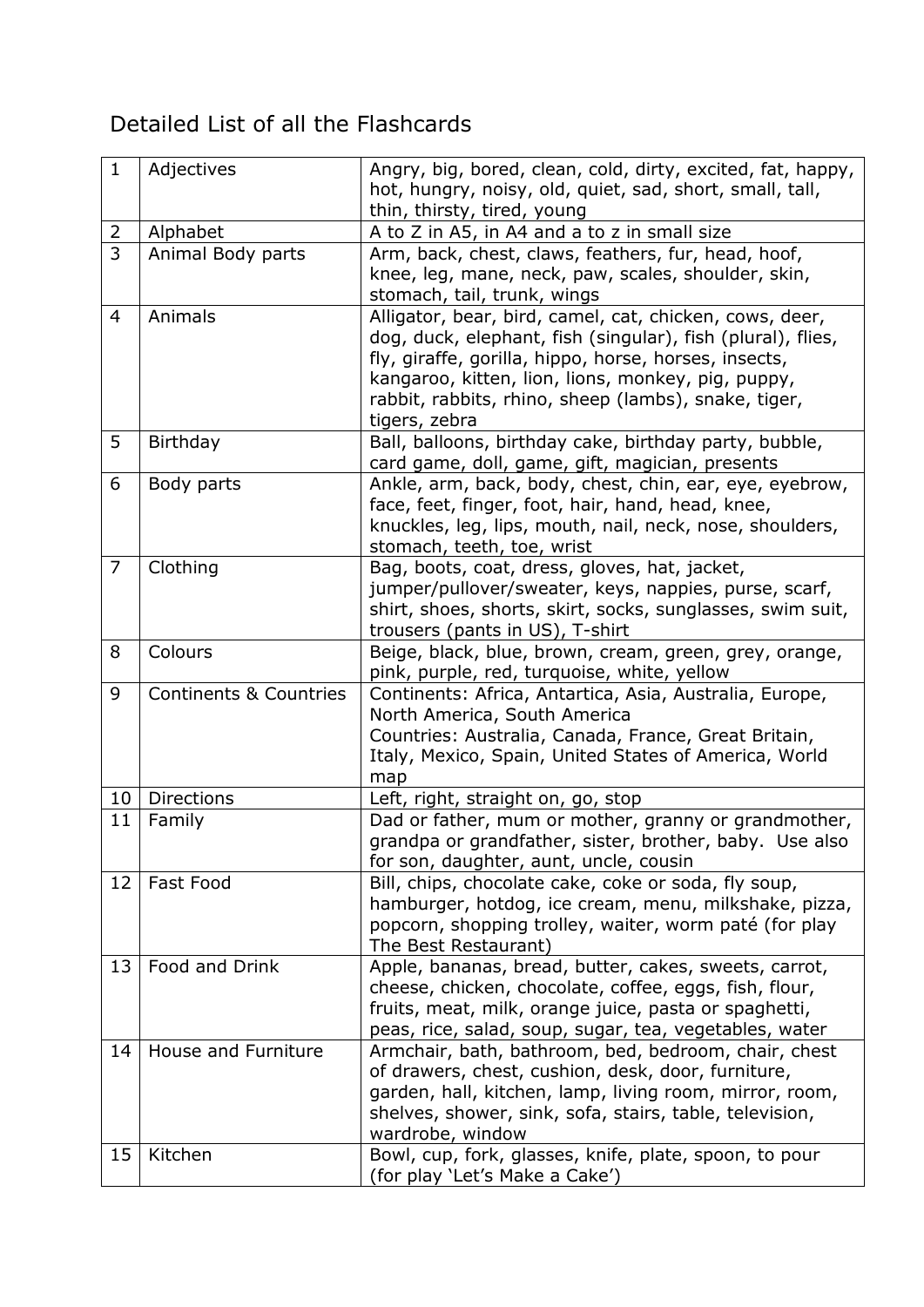Detailed List of all the Flashcards

| | | |
|---|---|---|
| 1 | Adjectives | Angry, big, bored, clean, cold, dirty, excited, fat, happy, hot, hungry, noisy, old, quiet, sad, short, small, tall, thin, thirsty, tired, young |
| 2 | Alphabet | A to Z in A5, in A4 and a to z in small size |
| 3 | Animal Body parts | Arm, back, chest, claws, feathers, fur, head, hoof, knee, leg, mane, neck, paw, scales, shoulder, skin, stomach, tail, trunk, wings |
| 4 | Animals | Alligator, bear, bird, camel, cat, chicken, cows, deer, dog, duck, elephant, fish (singular), fish (plural), flies, fly, giraffe, gorilla, hippo, horse, horses, insects, kangaroo, kitten, lion, lions, monkey, pig, puppy, rabbit, rabbits, rhino, sheep (lambs), snake, tiger, tigers, zebra |
| 5 | Birthday | Ball, balloons, birthday cake, birthday party, bubble, card game, doll, game, gift, magician, presents |
| 6 | Body parts | Ankle, arm, back, body, chest, chin, ear, eye, eyebrow, face, feet, finger, foot, hair, hand, head, knee, knuckles, leg, lips, mouth, nail, neck, nose, shoulders, stomach, teeth, toe, wrist |
| 7 | Clothing | Bag, boots, coat, dress, gloves, hat, jacket, jumper/pullover/sweater, keys, nappies, purse, scarf, shirt, shoes, shorts, skirt, socks, sunglasses, swim suit, trousers (pants in US), T-shirt |
| 8 | Colours | Beige, black, blue, brown, cream, green, grey, orange, pink, purple, red, turquoise, white, yellow |
| 9 | Continents & Countries | Continents: Africa, Antartica, Asia, Australia, Europe, North America, South America<br>Countries: Australia, Canada, France, Great Britain, Italy, Mexico, Spain, United States of America, World map |
| 10 | Directions | Left, right, straight on, go, stop |
| 11 | Family | Dad or father, mum or mother, granny or grandmother, grandpa or grandfather, sister, brother, baby. Use also for son, daughter, aunt, uncle, cousin |
| 12 | Fast Food | Bill, chips, chocolate cake, coke or soda, fly soup, hamburger, hotdog, ice cream, menu, milkshake, pizza, popcorn, shopping trolley, waiter, worm paté (for play The Best Restaurant) |
| 13 | Food and Drink | Apple, bananas, bread, butter, cakes, sweets, carrot, cheese, chicken, chocolate, coffee, eggs, fish, flour, fruits, meat, milk, orange juice, pasta or spaghetti, peas, rice, salad, soup, sugar, tea, vegetables, water |
| 14 | House and Furniture | Armchair, bath, bathroom, bed, bedroom, chair, chest of drawers, chest, cushion, desk, door, furniture, garden, hall, kitchen, lamp, living room, mirror, room, shelves, shower, sink, sofa, stairs, table, television, wardrobe, window |
| 15 | Kitchen | Bowl, cup, fork, glasses, knife, plate, spoon, to pour (for play 'Let's Make a Cake') |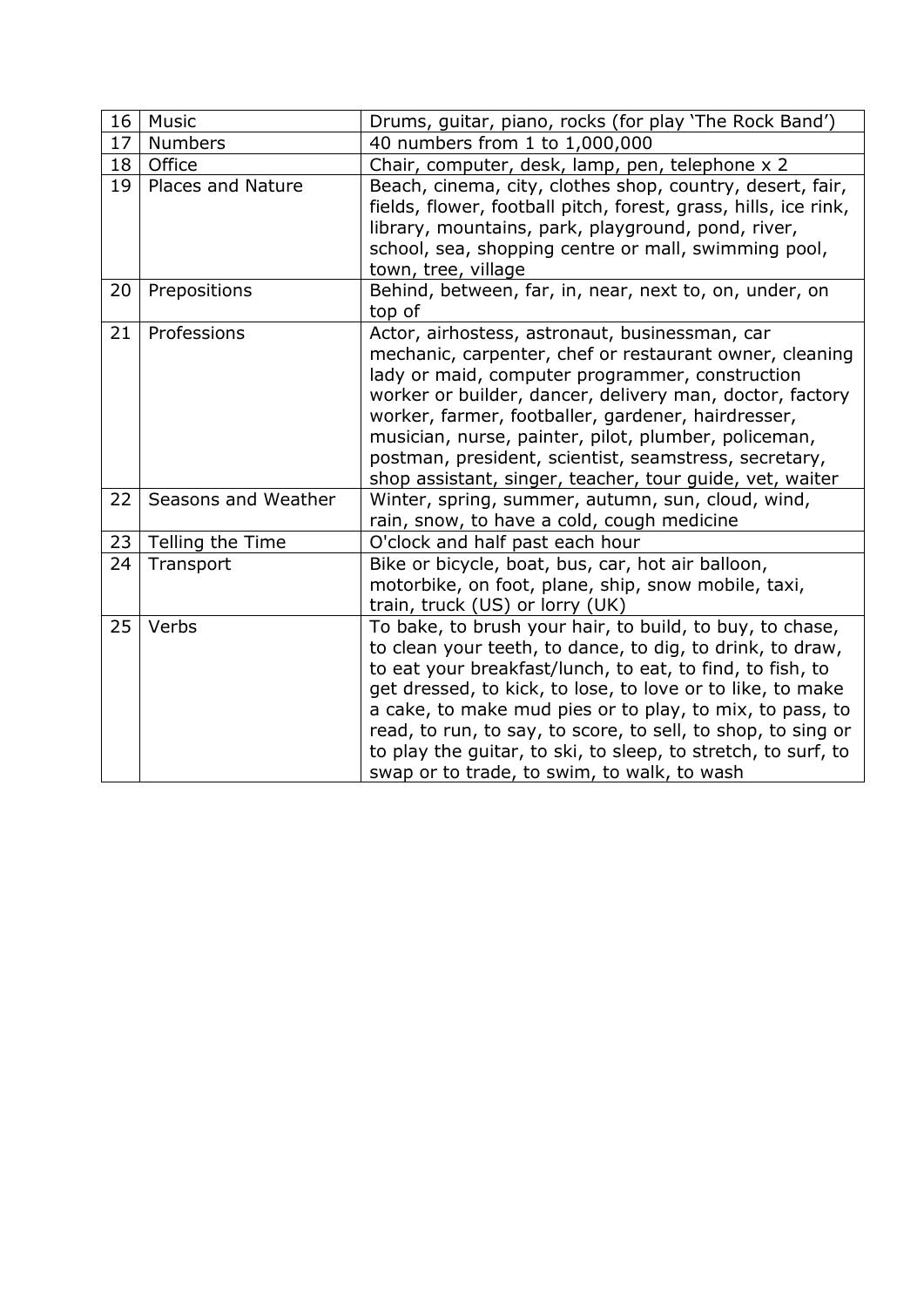| | | |
|---|---|---|
| 16 | Music | Drums, guitar, piano, rocks (for play 'The Rock Band') |
| 17 | Numbers | 40 numbers from 1 to 1,000,000 |
| 18 | Office | Chair, computer, desk, lamp, pen, telephone x 2 |
| 19 | Places and Nature | Beach, cinema, city, clothes shop, country, desert, fair, fields, flower, football pitch, forest, grass, hills, ice rink, library, mountains, park, playground, pond, river, school, sea, shopping centre or mall, swimming pool, town, tree, village |
| 20 | Prepositions | Behind, between, far, in, near, next to, on, under, on top of |
| 21 | Professions | Actor, airhostess, astronaut, businessman, car mechanic, carpenter, chef or restaurant owner, cleaning lady or maid, computer programmer, construction worker or builder, dancer, delivery man, doctor, factory worker, farmer, footballer, gardener, hairdresser, musician, nurse, painter, pilot, plumber, policeman, postman, president, scientist, seamstress, secretary, shop assistant, singer, teacher, tour guide, vet, waiter |
| 22 | Seasons and Weather | Winter, spring, summer, autumn, sun, cloud, wind, rain, snow, to have a cold, cough medicine |
| 23 | Telling the Time | O'clock and half past each hour |
| 24 | Transport | Bike or bicycle, boat, bus, car, hot air balloon, motorbike, on foot, plane, ship, snow mobile, taxi, train, truck (US) or lorry (UK) |
| 25 | Verbs | To bake, to brush your hair, to build, to buy, to chase, to clean your teeth, to dance, to dig, to drink, to draw, to eat your breakfast/lunch, to eat, to find, to fish, to get dressed, to kick, to lose, to love or to like, to make a cake, to make mud pies or to play, to mix, to pass, to read, to run, to say, to score, to sell, to shop, to sing or to play the guitar, to ski, to sleep, to stretch, to surf, to swap or to trade, to swim, to walk, to wash |